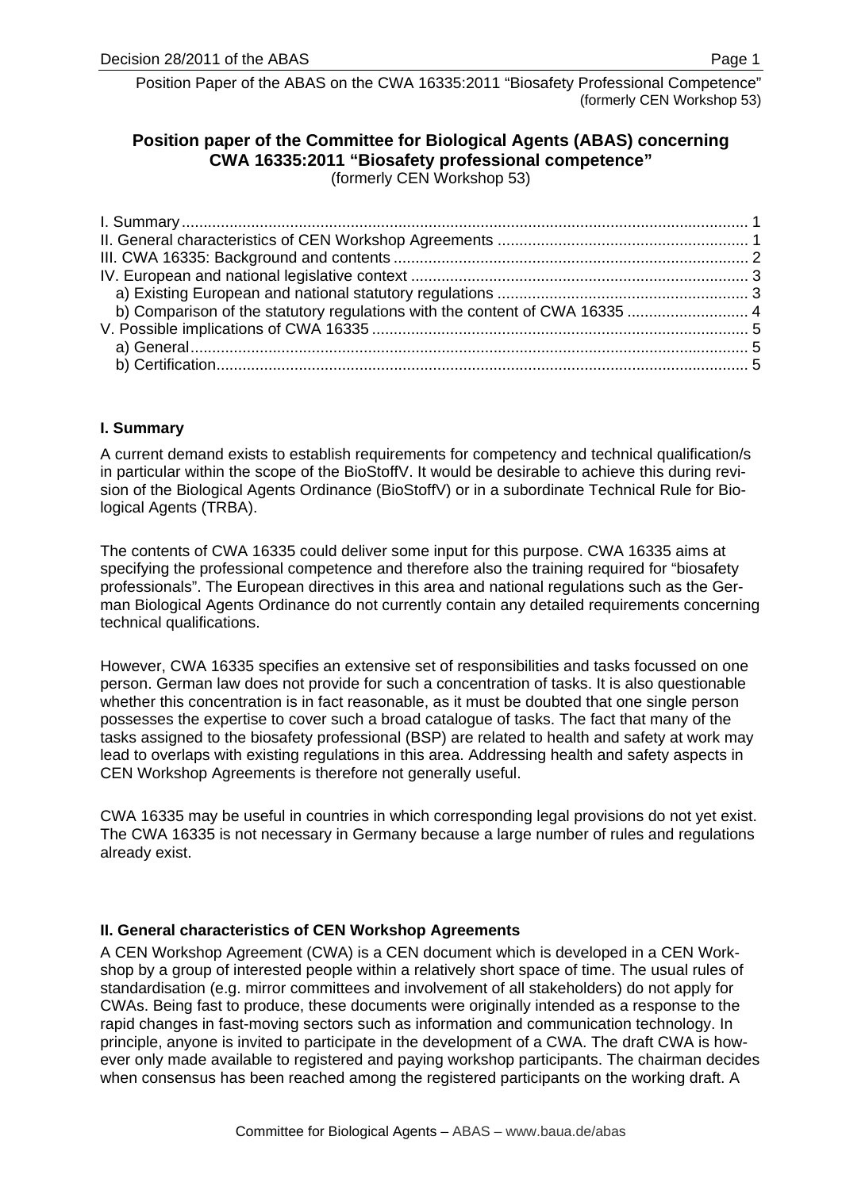# Position paper of the Committee for Biological Agents (ABAS) concerning CWA 16335:2011 "Biosafety professional competence"

(formerly CEN Workshop 53)

| | |
|---|---|
| I. Summary | 1 |
| II. General characteristics of CEN Workshop Agreements | 1 |
| III. CWA 16335: Background and contents | 2 |
| IV. European and national legislative context | 3 |
| a) Existing European and national statutory regulations | 3 |
| b) Comparison of the statutory regulations with the content of CWA 16335 | 4 |
| V. Possible implications of CWA 16335 | 5 |
| a) General | 5 |
| b) Certification | 5 |

## I. Summary

A current demand exists to establish requirements for competency and technical qualification/s in particular within the scope of the BioStoffV. It would be desirable to achieve this during revision of the Biological Agents Ordinance (BioStoffV) or in a subordinate Technical Rule for Biological Agents (TRBA).

The contents of CWA 16335 could deliver some input for this purpose. CWA 16335 aims at specifying the professional competence and therefore also the training required for "biosafety professionals". The European directives in this area and national regulations such as the German Biological Agents Ordinance do not currently contain any detailed requirements concerning technical qualifications.

However, CWA 16335 specifies an extensive set of responsibilities and tasks focussed on one person. German law does not provide for such a concentration of tasks. It is also questionable whether this concentration is in fact reasonable, as it must be doubted that one single person possesses the expertise to cover such a broad catalogue of tasks. The fact that many of the tasks assigned to the biosafety professional (BSP) are related to health and safety at work may lead to overlaps with existing regulations in this area. Addressing health and safety aspects in CEN Workshop Agreements is therefore not generally useful.

CWA 16335 may be useful in countries in which corresponding legal provisions do not yet exist. The CWA 16335 is not necessary in Germany because a large number of rules and regulations already exist.

## II. General characteristics of CEN Workshop Agreements

A CEN Workshop Agreement (CWA) is a CEN document which is developed in a CEN Workshop by a group of interested people within a relatively short space of time. The usual rules of standardisation (e.g. mirror committees and involvement of all stakeholders) do not apply for CWAs. Being fast to produce, these documents were originally intended as a response to the rapid changes in fast-moving sectors such as information and communication technology. In principle, anyone is invited to participate in the development of a CWA. The draft CWA is however only made available to registered and paying workshop participants. The chairman decides when consensus has been reached among the registered participants on the working draft. A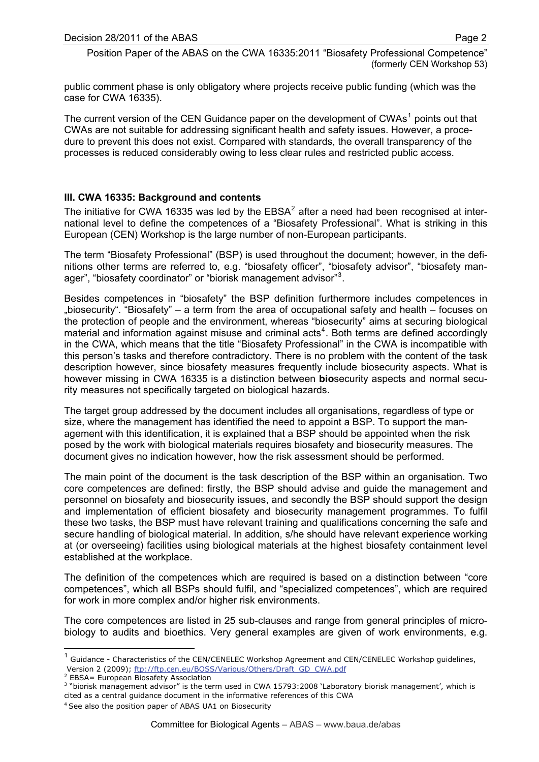public comment phase is only obligatory where projects receive public funding (which was the case for CWA 16335).

The current version of the CEN Guidance paper on the development of CWAs[1] points out that CWAs are not suitable for addressing significant health and safety issues. However, a procedure to prevent this does not exist. Compared with standards, the overall transparency of the processes is reduced considerably owing to less clear rules and restricted public access.

### III. CWA 16335: Background and contents

The initiative for CWA 16335 was led by the EBSA[2] after a need had been recognised at international level to define the competences of a "Biosafety Professional". What is striking in this European (CEN) Workshop is the large number of non-European participants.

The term "Biosafety Professional" (BSP) is used throughout the document; however, in the definitions other terms are referred to, e.g. "biosafety officer", "biosafety advisor", "biosafety manager", "biosafety coordinator" or "biorisk management advisor"[3].

Besides competences in "biosafety" the BSP definition furthermore includes competences in „biosecurity". "Biosafety" – a term from the area of occupational safety and health – focuses on the protection of people and the environment, whereas "biosecurity" aims at securing biological material and information against misuse and criminal acts[4]. Both terms are defined accordingly in the CWA, which means that the title "Biosafety Professional" in the CWA is incompatible with this person's tasks and therefore contradictory. There is no problem with the content of the task description however, since biosafety measures frequently include biosecurity aspects. What is however missing in CWA 16335 is a distinction between **bio**security aspects and normal security measures not specifically targeted on biological hazards.

The target group addressed by the document includes all organisations, regardless of type or size, where the management has identified the need to appoint a BSP. To support the management with this identification, it is explained that a BSP should be appointed when the risk posed by the work with biological materials requires biosafety and biosecurity measures. The document gives no indication however, how the risk assessment should be performed.

The main point of the document is the task description of the BSP within an organisation. Two core competences are defined: firstly, the BSP should advise and guide the management and personnel on biosafety and biosecurity issues, and secondly the BSP should support the design and implementation of efficient biosafety and biosecurity management programmes. To fulfil these two tasks, the BSP must have relevant training and qualifications concerning the safe and secure handling of biological material. In addition, s/he should have relevant experience working at (or overseeing) facilities using biological materials at the highest biosafety containment level established at the workplace.

The definition of the competences which are required is based on a distinction between "core competences", which all BSPs should fulfil, and "specialized competences", which are required for work in more complex and/or higher risk environments.

The core competences are listed in 25 sub-clauses and range from general principles of microbiology to audits and bioethics. Very general examples are given of work environments, e.g.

---

[1] Guidance - Characteristics of the CEN/CENELEC Workshop Agreement and CEN/CENELEC Workshop guidelines, Version 2 (2009); ftp://ftp.cen.eu/BOSS/Various/Others/Draft_GD_CWA.pdf

[2] EBSA= European Biosafety Association

[3] "biorisk management advisor" is the term used in CWA 15793:2008 'Laboratory biorisk management', which is cited as a central guidance document in the informative references of this CWA

[4] See also the position paper of ABAS UA1 on Biosecurity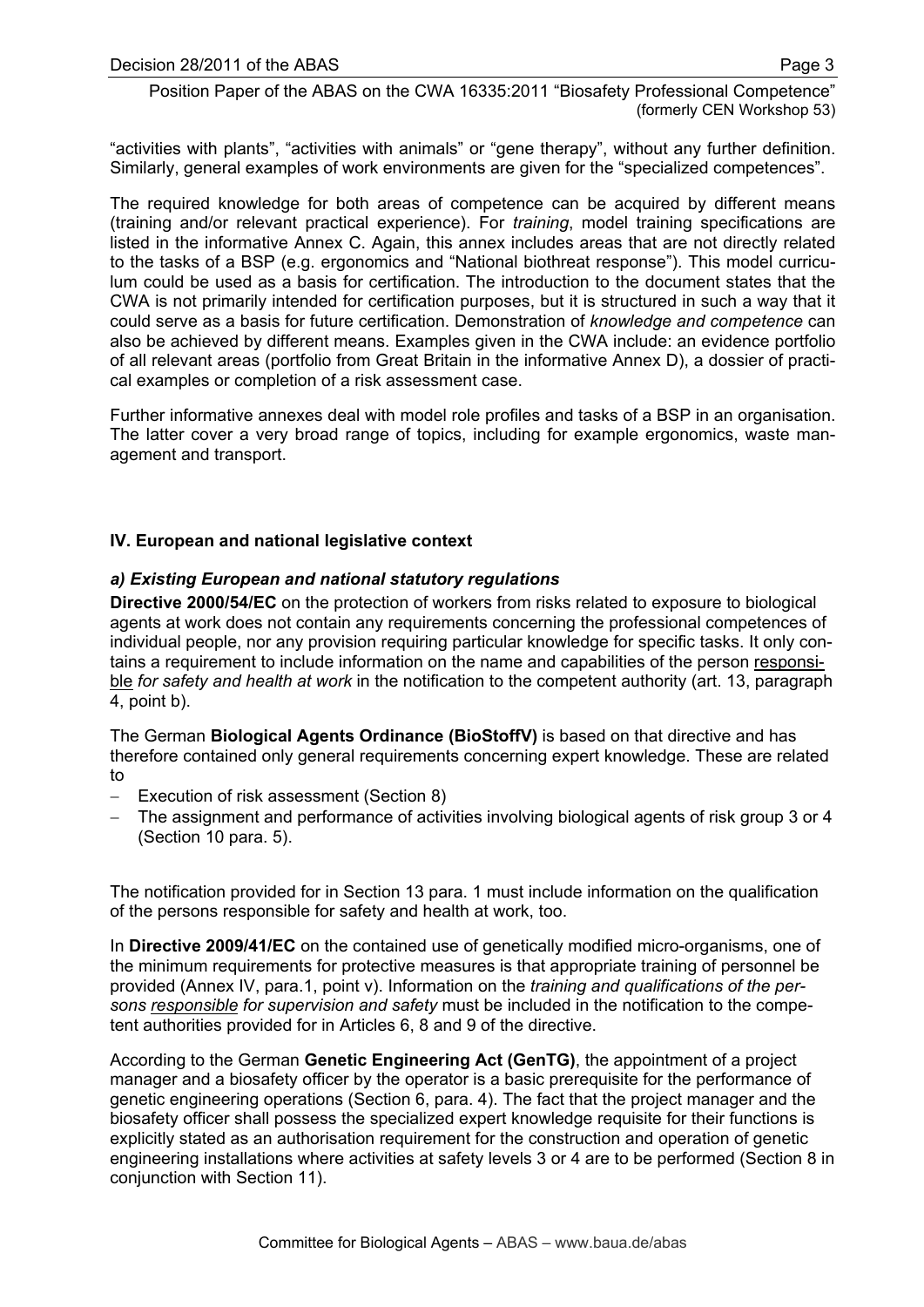"activities with plants", "activities with animals" or "gene therapy", without any further definition. Similarly, general examples of work environments are given for the "specialized competences".

The required knowledge for both areas of competence can be acquired by different means (training and/or relevant practical experience). For *training*, model training specifications are listed in the informative Annex C. Again, this annex includes areas that are not directly related to the tasks of a BSP (e.g. ergonomics and "National biothreat response"). This model curriculum could be used as a basis for certification. The introduction to the document states that the CWA is not primarily intended for certification purposes, but it is structured in such a way that it could serve as a basis for future certification. Demonstration of *knowledge and competence* can also be achieved by different means. Examples given in the CWA include: an evidence portfolio of all relevant areas (portfolio from Great Britain in the informative Annex D), a dossier of practical examples or completion of a risk assessment case.

Further informative annexes deal with model role profiles and tasks of a BSP in an organisation. The latter cover a very broad range of topics, including for example ergonomics, waste management and transport.

## IV. European and national legislative context

### *a) Existing European and national statutory regulations*

**Directive 2000/54/EC** on the protection of workers from risks related to exposure to biological agents at work does not contain any requirements concerning the professional competences of individual people, nor any provision requiring particular knowledge for specific tasks. It only contains a requirement to include information on the name and capabilities of the person responsible *for safety and health at work* in the notification to the competent authority (art. 13, paragraph 4, point b).

The German **Biological Agents Ordinance (BioStoffV)** is based on that directive and has therefore contained only general requirements concerning expert knowledge. These are related to

- Execution of risk assessment (Section 8)
- The assignment and performance of activities involving biological agents of risk group 3 or 4 (Section 10 para. 5).

The notification provided for in Section 13 para. 1 must include information on the qualification of the persons responsible for safety and health at work, too.

In **Directive 2009/41/EC** on the contained use of genetically modified micro-organisms, one of the minimum requirements for protective measures is that appropriate training of personnel be provided (Annex IV, para.1, point v). Information on the *training and qualifications of the persons responsible for supervision and safety* must be included in the notification to the competent authorities provided for in Articles 6, 8 and 9 of the directive.

According to the German **Genetic Engineering Act (GenTG)**, the appointment of a project manager and a biosafety officer by the operator is a basic prerequisite for the performance of genetic engineering operations (Section 6, para. 4). The fact that the project manager and the biosafety officer shall possess the specialized expert knowledge requisite for their functions is explicitly stated as an authorisation requirement for the construction and operation of genetic engineering installations where activities at safety levels 3 or 4 are to be performed (Section 8 in conjunction with Section 11).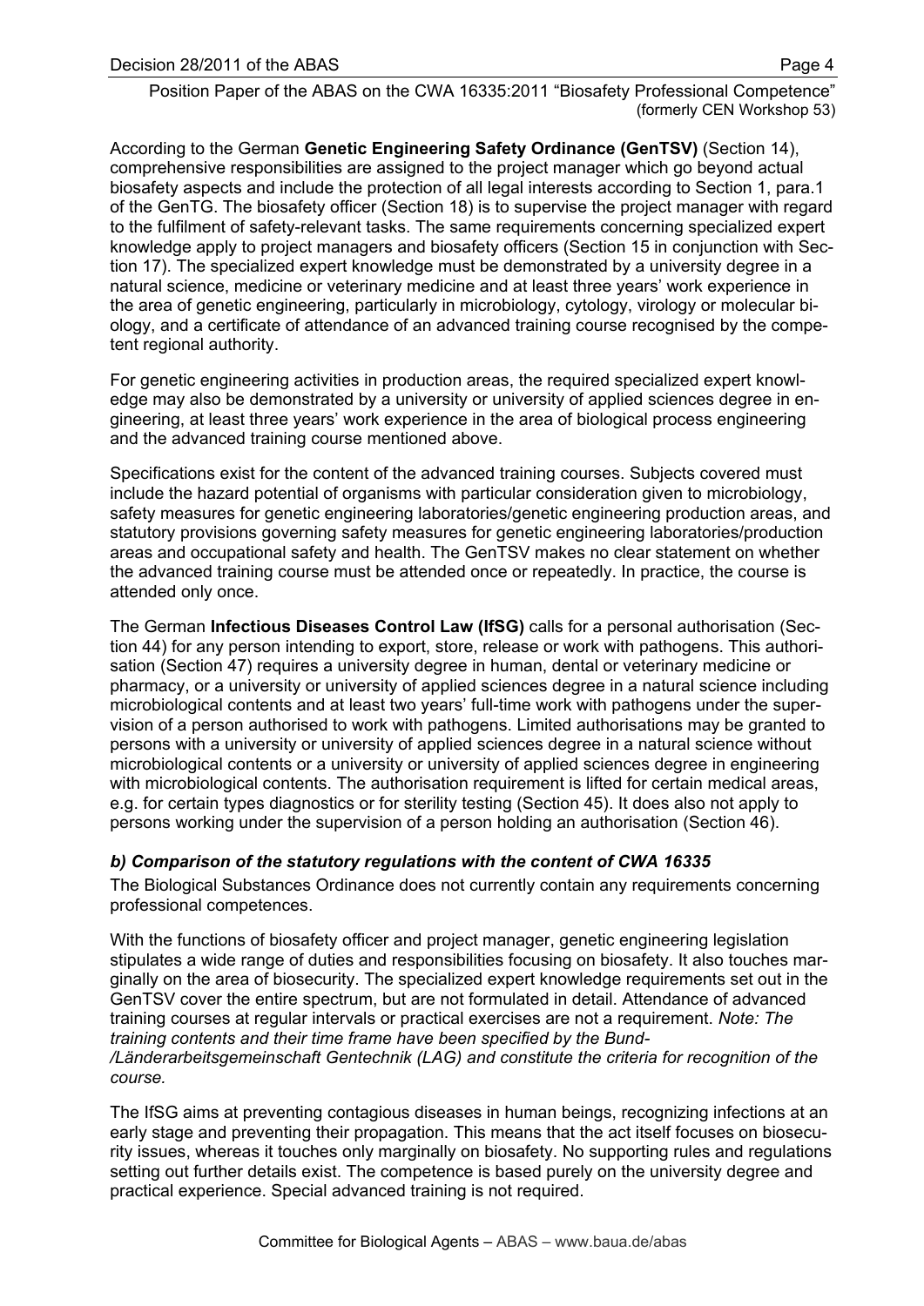According to the German **Genetic Engineering Safety Ordinance (GenTSV)** (Section 14), comprehensive responsibilities are assigned to the project manager which go beyond actual biosafety aspects and include the protection of all legal interests according to Section 1, para.1 of the GenTG. The biosafety officer (Section 18) is to supervise the project manager with regard to the fulfilment of safety-relevant tasks. The same requirements concerning specialized expert knowledge apply to project managers and biosafety officers (Section 15 in conjunction with Section 17). The specialized expert knowledge must be demonstrated by a university degree in a natural science, medicine or veterinary medicine and at least three years' work experience in the area of genetic engineering, particularly in microbiology, cytology, virology or molecular biology, and a certificate of attendance of an advanced training course recognised by the competent regional authority.

For genetic engineering activities in production areas, the required specialized expert knowledge may also be demonstrated by a university or university of applied sciences degree in engineering, at least three years' work experience in the area of biological process engineering and the advanced training course mentioned above.

Specifications exist for the content of the advanced training courses. Subjects covered must include the hazard potential of organisms with particular consideration given to microbiology, safety measures for genetic engineering laboratories/genetic engineering production areas, and statutory provisions governing safety measures for genetic engineering laboratories/production areas and occupational safety and health. The GenTSV makes no clear statement on whether the advanced training course must be attended once or repeatedly. In practice, the course is attended only once.

The German **Infectious Diseases Control Law (IfSG)** calls for a personal authorisation (Section 44) for any person intending to export, store, release or work with pathogens. This authorisation (Section 47) requires a university degree in human, dental or veterinary medicine or pharmacy, or a university or university of applied sciences degree in a natural science including microbiological contents and at least two years' full-time work with pathogens under the supervision of a person authorised to work with pathogens. Limited authorisations may be granted to persons with a university or university of applied sciences degree in a natural science without microbiological contents or a university or university of applied sciences degree in engineering with microbiological contents. The authorisation requirement is lifted for certain medical areas, e.g. for certain types diagnostics or for sterility testing (Section 45). It does also not apply to persons working under the supervision of a person holding an authorisation (Section 46).

### *b) Comparison of the statutory regulations with the content of CWA 16335*

The Biological Substances Ordinance does not currently contain any requirements concerning professional competences.

With the functions of biosafety officer and project manager, genetic engineering legislation stipulates a wide range of duties and responsibilities focusing on biosafety. It also touches marginally on the area of biosecurity. The specialized expert knowledge requirements set out in the GenTSV cover the entire spectrum, but are not formulated in detail. Attendance of advanced training courses at regular intervals or practical exercises are not a requirement. *Note: The training contents and their time frame have been specified by the Bund-/Länderarbeitsgemeinschaft Gentechnik (LAG) and constitute the criteria for recognition of the course.*

The IfSG aims at preventing contagious diseases in human beings, recognizing infections at an early stage and preventing their propagation. This means that the act itself focuses on biosecurity issues, whereas it touches only marginally on biosafety. No supporting rules and regulations setting out further details exist. The competence is based purely on the university degree and practical experience. Special advanced training is not required.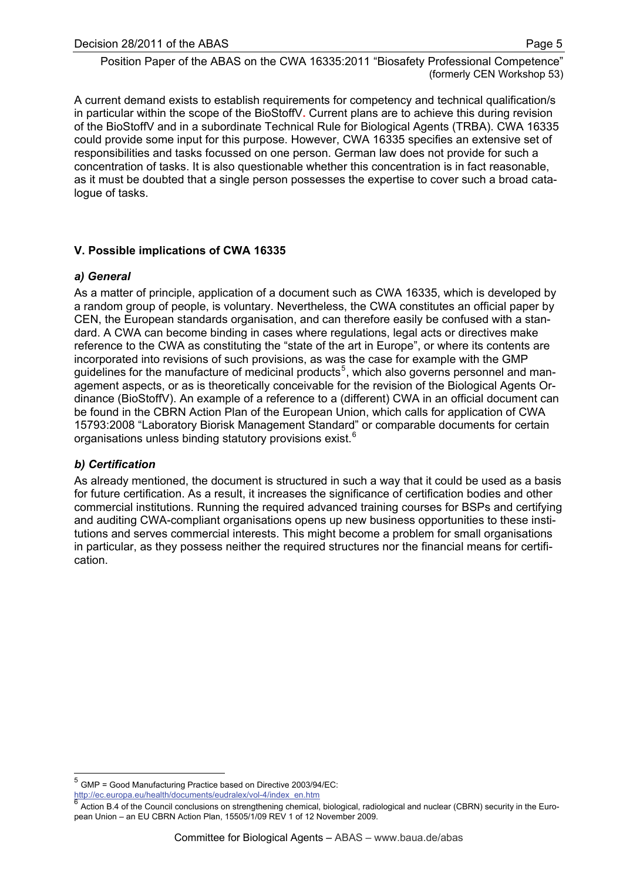A current demand exists to establish requirements for competency and technical qualification/s in particular within the scope of the BioStoffV. Current plans are to achieve this during revision of the BioStoffV and in a subordinate Technical Rule for Biological Agents (TRBA). CWA 16335 could provide some input for this purpose. However, CWA 16335 specifies an extensive set of responsibilities and tasks focussed on one person. German law does not provide for such a concentration of tasks. It is also questionable whether this concentration is in fact reasonable, as it must be doubted that a single person possesses the expertise to cover such a broad catalogue of tasks.

## V. Possible implications of CWA 16335

### *a) General*

As a matter of principle, application of a document such as CWA 16335, which is developed by a random group of people, is voluntary. Nevertheless, the CWA constitutes an official paper by CEN, the European standards organisation, and can therefore easily be confused with a standard. A CWA can become binding in cases where regulations, legal acts or directives make reference to the CWA as constituting the "state of the art in Europe", or where its contents are incorporated into revisions of such provisions, as was the case for example with the GMP guidelines for the manufacture of medicinal products[5], which also governs personnel and management aspects, or as is theoretically conceivable for the revision of the Biological Agents Ordinance (BioStoffV). An example of a reference to a (different) CWA in an official document can be found in the CBRN Action Plan of the European Union, which calls for application of CWA 15793:2008 "Laboratory Biorisk Management Standard" or comparable documents for certain organisations unless binding statutory provisions exist.[6]

### *b) Certification*

As already mentioned, the document is structured in such a way that it could be used as a basis for future certification. As a result, it increases the significance of certification bodies and other commercial institutions. Running the required advanced training courses for BSPs and certifying and auditing CWA-compliant organisations opens up new business opportunities to these institutions and serves commercial interests. This might become a problem for small organisations in particular, as they possess neither the required structures nor the financial means for certification.

---

[5] GMP = Good Manufacturing Practice based on Directive 2003/94/EC: http://ec.europa.eu/health/documents/eudralex/vol-4/index_en.htm

[6] Action B.4 of the Council conclusions on strengthening chemical, biological, radiological and nuclear (CBRN) security in the European Union – an EU CBRN Action Plan, 15505/1/09 REV 1 of 12 November 2009.